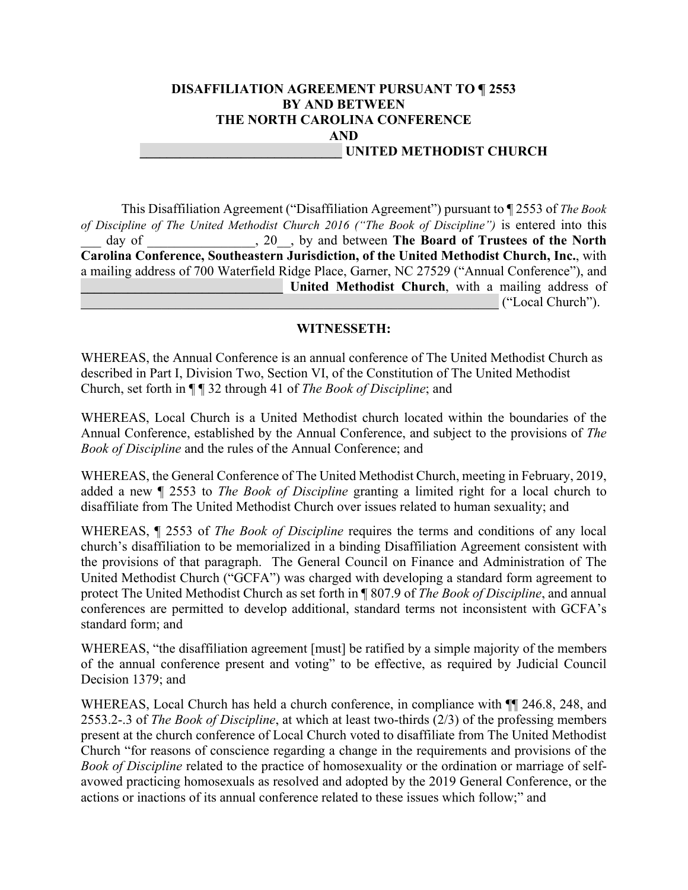**DISAFFILIATION AGREEMENT PURSUANT TO ¶ 2553**
**BY AND BETWEEN**
**THE NORTH CAROLINA CONFERENCE**
**AND**
**______________________________ UNITED METHODIST CHURCH**

This Disaffiliation Agreement ("Disaffiliation Agreement") pursuant to ¶ 2553 of *The Book of Discipline of The United Methodist Church 2016 ("The Book of Discipline")* is entered into this ___ day of ________________, 20__, by and between **The Board of Trustees of the North Carolina Conference, Southeastern Jurisdiction, of the United Methodist Church, Inc.**, with a mailing address of 700 Waterfield Ridge Place, Garner, NC 27529 ("Annual Conference"), and **______________________________ United Methodist Church**, with a mailing address of ______________________________________________________________ ("Local Church").

**WITNESSETH:**

WHEREAS, the Annual Conference is an annual conference of The United Methodist Church as described in Part I, Division Two, Section VI, of the Constitution of The United Methodist Church, set forth in ¶ ¶ 32 through 41 of *The Book of Discipline*; and

WHEREAS, Local Church is a United Methodist church located within the boundaries of the Annual Conference, established by the Annual Conference, and subject to the provisions of *The Book of Discipline* and the rules of the Annual Conference; and

WHEREAS, the General Conference of The United Methodist Church, meeting in February, 2019, added a new ¶ 2553 to *The Book of Discipline* granting a limited right for a local church to disaffiliate from The United Methodist Church over issues related to human sexuality; and

WHEREAS, ¶ 2553 of *The Book of Discipline* requires the terms and conditions of any local church's disaffiliation to be memorialized in a binding Disaffiliation Agreement consistent with the provisions of that paragraph. The General Council on Finance and Administration of The United Methodist Church ("GCFA") was charged with developing a standard form agreement to protect The United Methodist Church as set forth in ¶ 807.9 of *The Book of Discipline*, and annual conferences are permitted to develop additional, standard terms not inconsistent with GCFA's standard form; and

WHEREAS, "the disaffiliation agreement [must] be ratified by a simple majority of the members of the annual conference present and voting" to be effective, as required by Judicial Council Decision 1379; and

WHEREAS, Local Church has held a church conference, in compliance with ¶¶ 246.8, 248, and 2553.2-.3 of *The Book of Discipline*, at which at least two-thirds (2/3) of the professing members present at the church conference of Local Church voted to disaffiliate from The United Methodist Church "for reasons of conscience regarding a change in the requirements and provisions of the *Book of Discipline* related to the practice of homosexuality or the ordination or marriage of self-avowed practicing homosexuals as resolved and adopted by the 2019 General Conference, or the actions or inactions of its annual conference related to these issues which follow;" and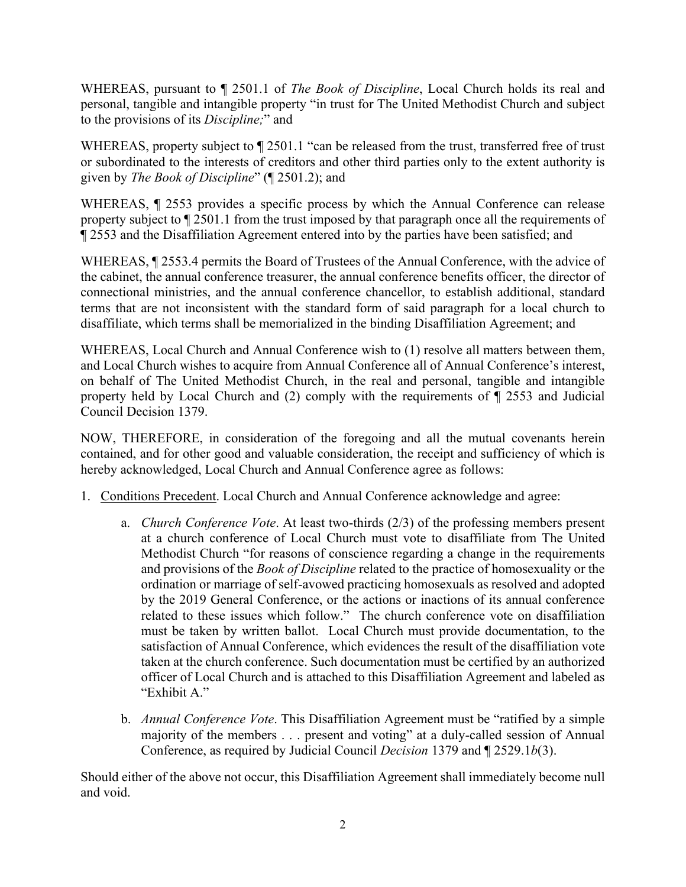WHEREAS, pursuant to ¶ 2501.1 of *The Book of Discipline*, Local Church holds its real and personal, tangible and intangible property "in trust for The United Methodist Church and subject to the provisions of its *Discipline;*" and

WHEREAS, property subject to ¶ 2501.1 "can be released from the trust, transferred free of trust or subordinated to the interests of creditors and other third parties only to the extent authority is given by *The Book of Discipline*" (¶ 2501.2); and

WHEREAS, ¶ 2553 provides a specific process by which the Annual Conference can release property subject to ¶ 2501.1 from the trust imposed by that paragraph once all the requirements of ¶ 2553 and the Disaffiliation Agreement entered into by the parties have been satisfied; and

WHEREAS, ¶ 2553.4 permits the Board of Trustees of the Annual Conference, with the advice of the cabinet, the annual conference treasurer, the annual conference benefits officer, the director of connectional ministries, and the annual conference chancellor, to establish additional, standard terms that are not inconsistent with the standard form of said paragraph for a local church to disaffiliate, which terms shall be memorialized in the binding Disaffiliation Agreement; and

WHEREAS, Local Church and Annual Conference wish to (1) resolve all matters between them, and Local Church wishes to acquire from Annual Conference all of Annual Conference's interest, on behalf of The United Methodist Church, in the real and personal, tangible and intangible property held by Local Church and (2) comply with the requirements of ¶ 2553 and Judicial Council Decision 1379.

NOW, THEREFORE, in consideration of the foregoing and all the mutual covenants herein contained, and for other good and valuable consideration, the receipt and sufficiency of which is hereby acknowledged, Local Church and Annual Conference agree as follows:

1. <u>Conditions Precedent</u>. Local Church and Annual Conference acknowledge and agree:

    a. *Church Conference Vote*. At least two-thirds (2/3) of the professing members present at a church conference of Local Church must vote to disaffiliate from The United Methodist Church "for reasons of conscience regarding a change in the requirements and provisions of the *Book of Discipline* related to the practice of homosexuality or the ordination or marriage of self-avowed practicing homosexuals as resolved and adopted by the 2019 General Conference, or the actions or inactions of its annual conference related to these issues which follow." The church conference vote on disaffiliation must be taken by written ballot. Local Church must provide documentation, to the satisfaction of Annual Conference, which evidences the result of the disaffiliation vote taken at the church conference. Such documentation must be certified by an authorized officer of Local Church and is attached to this Disaffiliation Agreement and labeled as "Exhibit A."

    b. *Annual Conference Vote*. This Disaffiliation Agreement must be "ratified by a simple majority of the members . . . present and voting" at a duly-called session of Annual Conference, as required by Judicial Council *Decision* 1379 and ¶ 2529.1*b*(3).

Should either of the above not occur, this Disaffiliation Agreement shall immediately become null and void.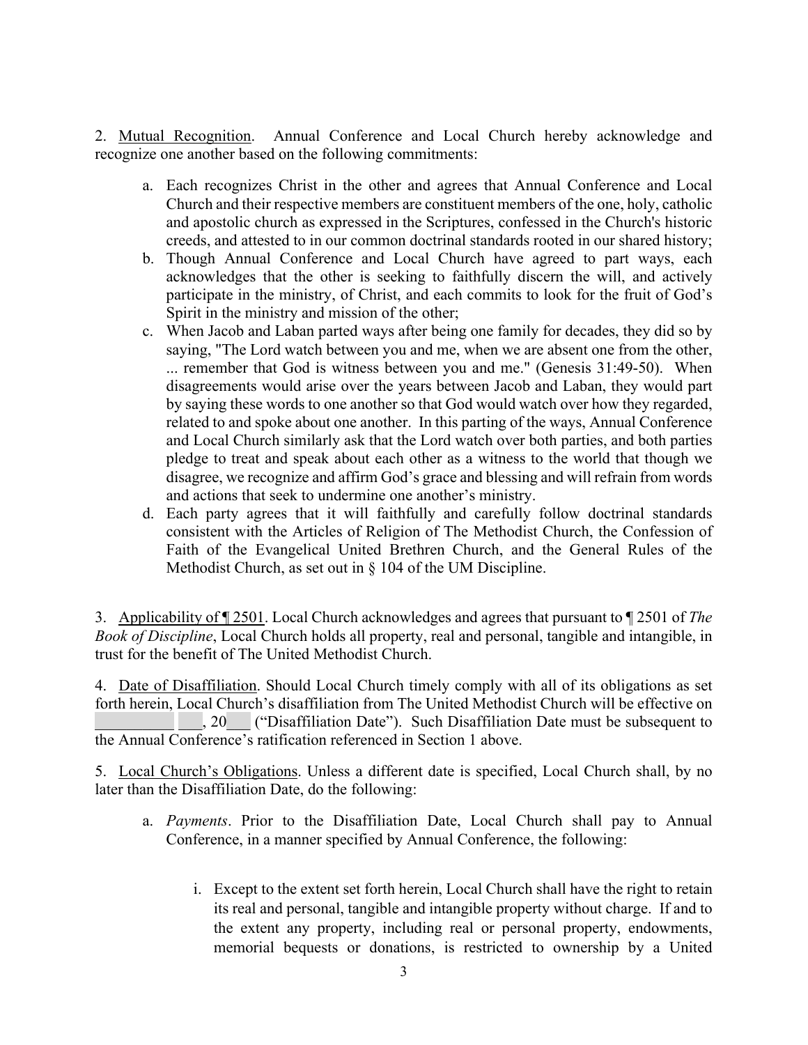2. Mutual Recognition. Annual Conference and Local Church hereby acknowledge and recognize one another based on the following commitments:

a. Each recognizes Christ in the other and agrees that Annual Conference and Local Church and their respective members are constituent members of the one, holy, catholic and apostolic church as expressed in the Scriptures, confessed in the Church's historic creeds, and attested to in our common doctrinal standards rooted in our shared history;

b. Though Annual Conference and Local Church have agreed to part ways, each acknowledges that the other is seeking to faithfully discern the will, and actively participate in the ministry, of Christ, and each commits to look for the fruit of God's Spirit in the ministry and mission of the other;

c. When Jacob and Laban parted ways after being one family for decades, they did so by saying, "The Lord watch between you and me, when we are absent one from the other, ... remember that God is witness between you and me." (Genesis 31:49-50). When disagreements would arise over the years between Jacob and Laban, they would part by saying these words to one another so that God would watch over how they regarded, related to and spoke about one another. In this parting of the ways, Annual Conference and Local Church similarly ask that the Lord watch over both parties, and both parties pledge to treat and speak about each other as a witness to the world that though we disagree, we recognize and affirm God's grace and blessing and will refrain from words and actions that seek to undermine one another's ministry.

d. Each party agrees that it will faithfully and carefully follow doctrinal standards consistent with the Articles of Religion of The Methodist Church, the Confession of Faith of the Evangelical United Brethren Church, and the General Rules of the Methodist Church, as set out in § 104 of the UM Discipline.

3. Applicability of ¶ 2501. Local Church acknowledges and agrees that pursuant to ¶ 2501 of *The Book of Discipline*, Local Church holds all property, real and personal, tangible and intangible, in trust for the benefit of The United Methodist Church.

4. Date of Disaffiliation. Should Local Church timely comply with all of its obligations as set forth herein, Local Church's disaffiliation from The United Methodist Church will be effective on __________ ___, 20___ ("Disaffiliation Date"). Such Disaffiliation Date must be subsequent to the Annual Conference's ratification referenced in Section 1 above.

5. Local Church's Obligations. Unless a different date is specified, Local Church shall, by no later than the Disaffiliation Date, do the following:

a. *Payments*. Prior to the Disaffiliation Date, Local Church shall pay to Annual Conference, in a manner specified by Annual Conference, the following:

i. Except to the extent set forth herein, Local Church shall have the right to retain its real and personal, tangible and intangible property without charge. If and to the extent any property, including real or personal property, endowments, memorial bequests or donations, is restricted to ownership by a United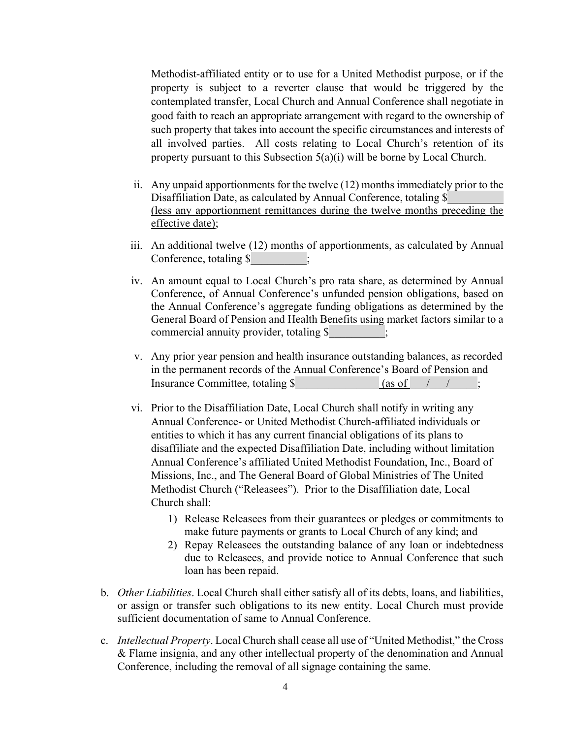Methodist-affiliated entity or to use for a United Methodist purpose, or if the property is subject to a reverter clause that would be triggered by the contemplated transfer, Local Church and Annual Conference shall negotiate in good faith to reach an appropriate arrangement with regard to the ownership of such property that takes into account the specific circumstances and interests of all involved parties. All costs relating to Local Church's retention of its property pursuant to this Subsection 5(a)(i) will be borne by Local Church.

ii. Any unpaid apportionments for the twelve (12) months immediately prior to the Disaffiliation Date, as calculated by Annual Conference, totaling $__________ (less any apportionment remittances during the twelve months preceding the effective date);

iii. An additional twelve (12) months of apportionments, as calculated by Annual Conference, totaling $__________;

iv. An amount equal to Local Church's pro rata share, as determined by Annual Conference, of Annual Conference's unfunded pension obligations, based on the Annual Conference's aggregate funding obligations as determined by the General Board of Pension and Health Benefits using market factors similar to a commercial annuity provider, totaling $__________;

v. Any prior year pension and health insurance outstanding balances, as recorded in the permanent records of the Annual Conference's Board of Pension and Insurance Committee, totaling $________________ (as of ___/___/_____;

vi. Prior to the Disaffiliation Date, Local Church shall notify in writing any Annual Conference- or United Methodist Church-affiliated individuals or entities to which it has any current financial obligations of its plans to disaffiliate and the expected Disaffiliation Date, including without limitation Annual Conference's affiliated United Methodist Foundation, Inc., Board of Missions, Inc., and The General Board of Global Ministries of The United Methodist Church ("Releasees"). Prior to the Disaffiliation date, Local Church shall:

1) Release Releasees from their guarantees or pledges or commitments to make future payments or grants to Local Church of any kind; and
2) Repay Releasees the outstanding balance of any loan or indebtedness due to Releasees, and provide notice to Annual Conference that such loan has been repaid.

b. *Other Liabilities*. Local Church shall either satisfy all of its debts, loans, and liabilities, or assign or transfer such obligations to its new entity. Local Church must provide sufficient documentation of same to Annual Conference.

c. *Intellectual Property*. Local Church shall cease all use of "United Methodist," the Cross & Flame insignia, and any other intellectual property of the denomination and Annual Conference, including the removal of all signage containing the same.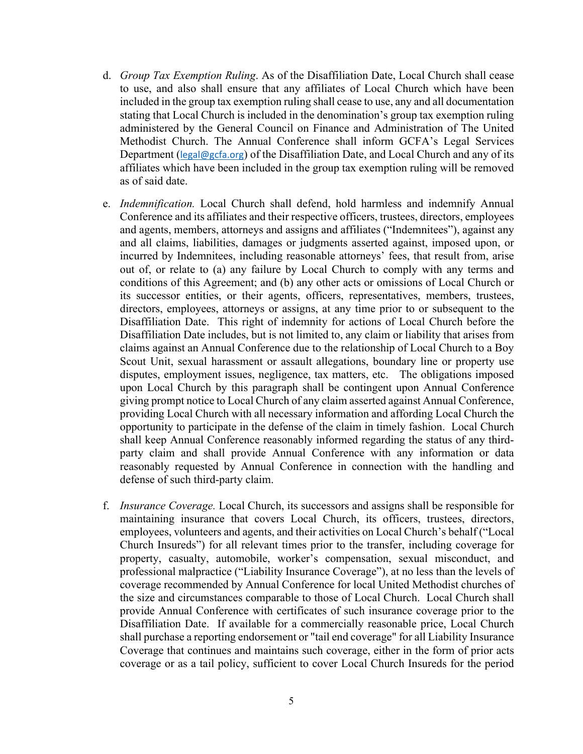d. *Group Tax Exemption Ruling*. As of the Disaffiliation Date, Local Church shall cease to use, and also shall ensure that any affiliates of Local Church which have been included in the group tax exemption ruling shall cease to use, any and all documentation stating that Local Church is included in the denomination's group tax exemption ruling administered by the General Council on Finance and Administration of The United Methodist Church. The Annual Conference shall inform GCFA's Legal Services Department (legal@gcfa.org) of the Disaffiliation Date, and Local Church and any of its affiliates which have been included in the group tax exemption ruling will be removed as of said date.

e. *Indemnification.* Local Church shall defend, hold harmless and indemnify Annual Conference and its affiliates and their respective officers, trustees, directors, employees and agents, members, attorneys and assigns and affiliates ("Indemnitees"), against any and all claims, liabilities, damages or judgments asserted against, imposed upon, or incurred by Indemnitees, including reasonable attorneys' fees, that result from, arise out of, or relate to (a) any failure by Local Church to comply with any terms and conditions of this Agreement; and (b) any other acts or omissions of Local Church or its successor entities, or their agents, officers, representatives, members, trustees, directors, employees, attorneys or assigns, at any time prior to or subsequent to the Disaffiliation Date. This right of indemnity for actions of Local Church before the Disaffiliation Date includes, but is not limited to, any claim or liability that arises from claims against an Annual Conference due to the relationship of Local Church to a Boy Scout Unit, sexual harassment or assault allegations, boundary line or property use disputes, employment issues, negligence, tax matters, etc. The obligations imposed upon Local Church by this paragraph shall be contingent upon Annual Conference giving prompt notice to Local Church of any claim asserted against Annual Conference, providing Local Church with all necessary information and affording Local Church the opportunity to participate in the defense of the claim in timely fashion. Local Church shall keep Annual Conference reasonably informed regarding the status of any third-party claim and shall provide Annual Conference with any information or data reasonably requested by Annual Conference in connection with the handling and defense of such third-party claim.

f. *Insurance Coverage.* Local Church, its successors and assigns shall be responsible for maintaining insurance that covers Local Church, its officers, trustees, directors, employees, volunteers and agents, and their activities on Local Church's behalf ("Local Church Insureds") for all relevant times prior to the transfer, including coverage for property, casualty, automobile, worker's compensation, sexual misconduct, and professional malpractice ("Liability Insurance Coverage"), at no less than the levels of coverage recommended by Annual Conference for local United Methodist churches of the size and circumstances comparable to those of Local Church. Local Church shall provide Annual Conference with certificates of such insurance coverage prior to the Disaffiliation Date. If available for a commercially reasonable price, Local Church shall purchase a reporting endorsement or "tail end coverage" for all Liability Insurance Coverage that continues and maintains such coverage, either in the form of prior acts coverage or as a tail policy, sufficient to cover Local Church Insureds for the period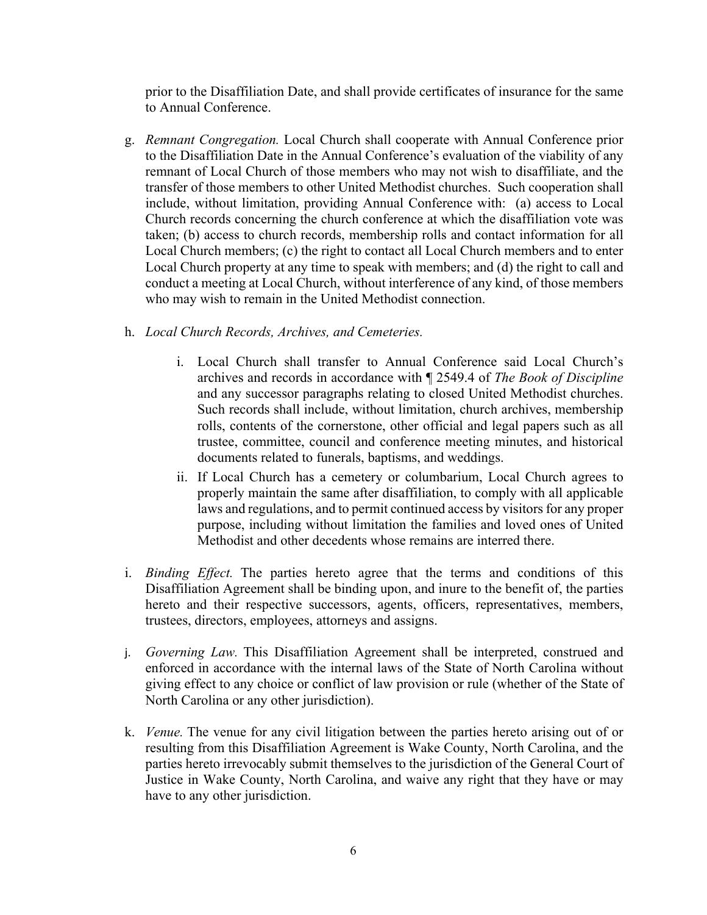prior to the Disaffiliation Date, and shall provide certificates of insurance for the same to Annual Conference.

g. *Remnant Congregation.* Local Church shall cooperate with Annual Conference prior to the Disaffiliation Date in the Annual Conference's evaluation of the viability of any remnant of Local Church of those members who may not wish to disaffiliate, and the transfer of those members to other United Methodist churches. Such cooperation shall include, without limitation, providing Annual Conference with: (a) access to Local Church records concerning the church conference at which the disaffiliation vote was taken; (b) access to church records, membership rolls and contact information for all Local Church members; (c) the right to contact all Local Church members and to enter Local Church property at any time to speak with members; and (d) the right to call and conduct a meeting at Local Church, without interference of any kind, of those members who may wish to remain in the United Methodist connection.

h. *Local Church Records, Archives, and Cemeteries.*

   i. Local Church shall transfer to Annual Conference said Local Church's archives and records in accordance with ¶ 2549.4 of *The Book of Discipline* and any successor paragraphs relating to closed United Methodist churches. Such records shall include, without limitation, church archives, membership rolls, contents of the cornerstone, other official and legal papers such as all trustee, committee, council and conference meeting minutes, and historical documents related to funerals, baptisms, and weddings.

   ii. If Local Church has a cemetery or columbarium, Local Church agrees to properly maintain the same after disaffiliation, to comply with all applicable laws and regulations, and to permit continued access by visitors for any proper purpose, including without limitation the families and loved ones of United Methodist and other decedents whose remains are interred there.

i. *Binding Effect.* The parties hereto agree that the terms and conditions of this Disaffiliation Agreement shall be binding upon, and inure to the benefit of, the parties hereto and their respective successors, agents, officers, representatives, members, trustees, directors, employees, attorneys and assigns.

j. *Governing Law.* This Disaffiliation Agreement shall be interpreted, construed and enforced in accordance with the internal laws of the State of North Carolina without giving effect to any choice or conflict of law provision or rule (whether of the State of North Carolina or any other jurisdiction).

k. *Venue.* The venue for any civil litigation between the parties hereto arising out of or resulting from this Disaffiliation Agreement is Wake County, North Carolina, and the parties hereto irrevocably submit themselves to the jurisdiction of the General Court of Justice in Wake County, North Carolina, and waive any right that they have or may have to any other jurisdiction.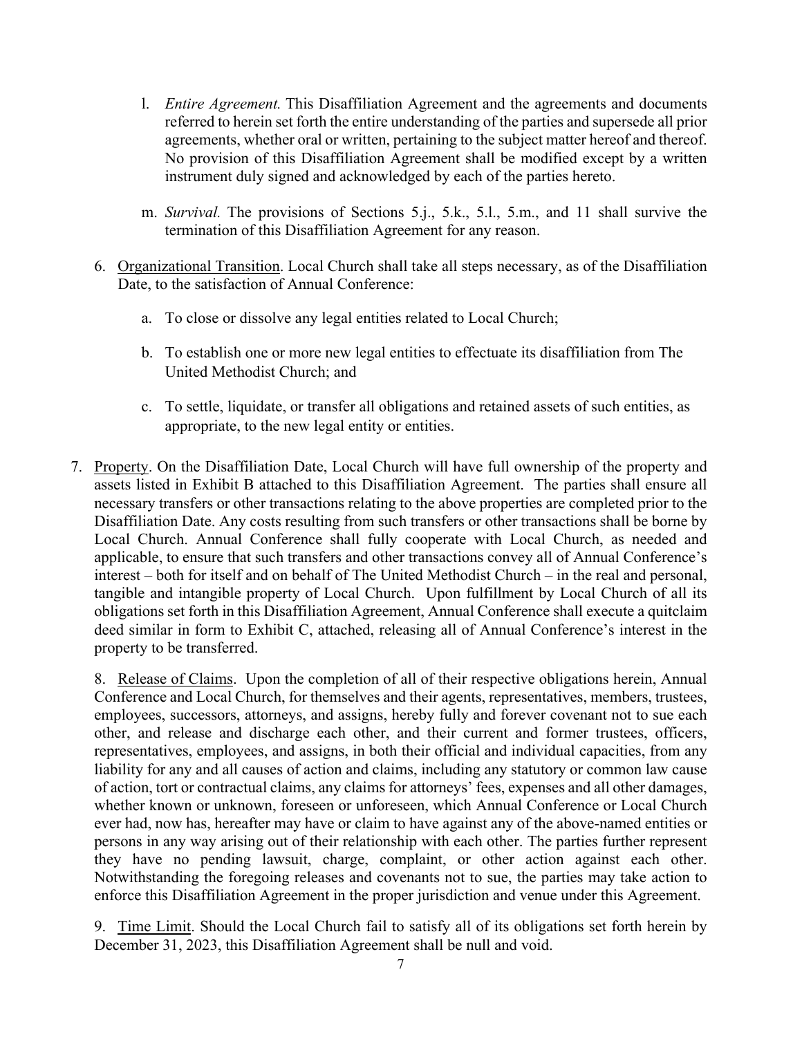l. *Entire Agreement.* This Disaffiliation Agreement and the agreements and documents referred to herein set forth the entire understanding of the parties and supersede all prior agreements, whether oral or written, pertaining to the subject matter hereof and thereof. No provision of this Disaffiliation Agreement shall be modified except by a written instrument duly signed and acknowledged by each of the parties hereto.

m. *Survival.* The provisions of Sections 5.j., 5.k., 5.l., 5.m., and 11 shall survive the termination of this Disaffiliation Agreement for any reason.

6. Organizational Transition. Local Church shall take all steps necessary, as of the Disaffiliation Date, to the satisfaction of Annual Conference:

   a. To close or dissolve any legal entities related to Local Church;

   b. To establish one or more new legal entities to effectuate its disaffiliation from The United Methodist Church; and

   c. To settle, liquidate, or transfer all obligations and retained assets of such entities, as appropriate, to the new legal entity or entities.

7. Property. On the Disaffiliation Date, Local Church will have full ownership of the property and assets listed in Exhibit B attached to this Disaffiliation Agreement. The parties shall ensure all necessary transfers or other transactions relating to the above properties are completed prior to the Disaffiliation Date. Any costs resulting from such transfers or other transactions shall be borne by Local Church. Annual Conference shall fully cooperate with Local Church, as needed and applicable, to ensure that such transfers and other transactions convey all of Annual Conference's interest – both for itself and on behalf of The United Methodist Church – in the real and personal, tangible and intangible property of Local Church. Upon fulfillment by Local Church of all its obligations set forth in this Disaffiliation Agreement, Annual Conference shall execute a quitclaim deed similar in form to Exhibit C, attached, releasing all of Annual Conference's interest in the property to be transferred.

8. Release of Claims. Upon the completion of all of their respective obligations herein, Annual Conference and Local Church, for themselves and their agents, representatives, members, trustees, employees, successors, attorneys, and assigns, hereby fully and forever covenant not to sue each other, and release and discharge each other, and their current and former trustees, officers, representatives, employees, and assigns, in both their official and individual capacities, from any liability for any and all causes of action and claims, including any statutory or common law cause of action, tort or contractual claims, any claims for attorneys' fees, expenses and all other damages, whether known or unknown, foreseen or unforeseen, which Annual Conference or Local Church ever had, now has, hereafter may have or claim to have against any of the above-named entities or persons in any way arising out of their relationship with each other. The parties further represent they have no pending lawsuit, charge, complaint, or other action against each other. Notwithstanding the foregoing releases and covenants not to sue, the parties may take action to enforce this Disaffiliation Agreement in the proper jurisdiction and venue under this Agreement.

9. Time Limit. Should the Local Church fail to satisfy all of its obligations set forth herein by December 31, 2023, this Disaffiliation Agreement shall be null and void.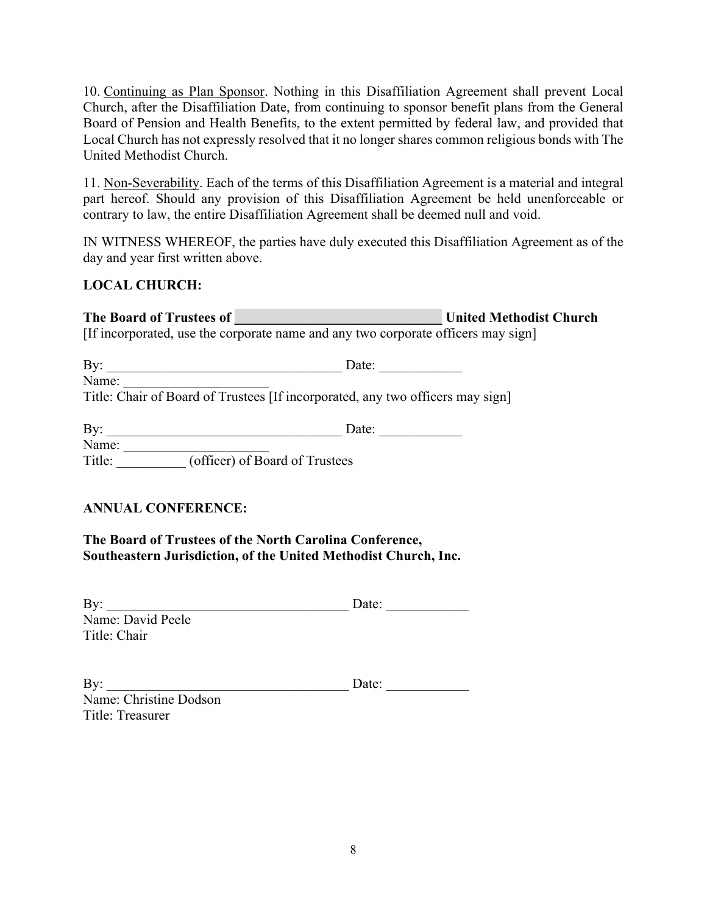10. Continuing as Plan Sponsor. Nothing in this Disaffiliation Agreement shall prevent Local Church, after the Disaffiliation Date, from continuing to sponsor benefit plans from the General Board of Pension and Health Benefits, to the extent permitted by federal law, and provided that Local Church has not expressly resolved that it no longer shares common religious bonds with The United Methodist Church.

11. Non-Severability. Each of the terms of this Disaffiliation Agreement is a material and integral part hereof. Should any provision of this Disaffiliation Agreement be held unenforceable or contrary to law, the entire Disaffiliation Agreement shall be deemed null and void.

IN WITNESS WHEREOF, the parties have duly executed this Disaffiliation Agreement as of the day and year first written above.

**LOCAL CHURCH:**

**The Board of Trustees of ______________________________ United Methodist Church**
[If incorporated, use the corporate name and any two corporate officers may sign]

By: __________________________________ Date: ____________
Name: _____________________
Title: Chair of Board of Trustees [If incorporated, any two officers may sign]

By: __________________________________ Date: ____________
Name: _____________________
Title: __________ (officer) of Board of Trustees

**ANNUAL CONFERENCE:**

**The Board of Trustees of the North Carolina Conference, Southeastern Jurisdiction, of the United Methodist Church, Inc.**

By: ___________________________________ Date: ____________
Name: David Peele
Title: Chair

By: ___________________________________ Date: ____________
Name: Christine Dodson
Title: Treasurer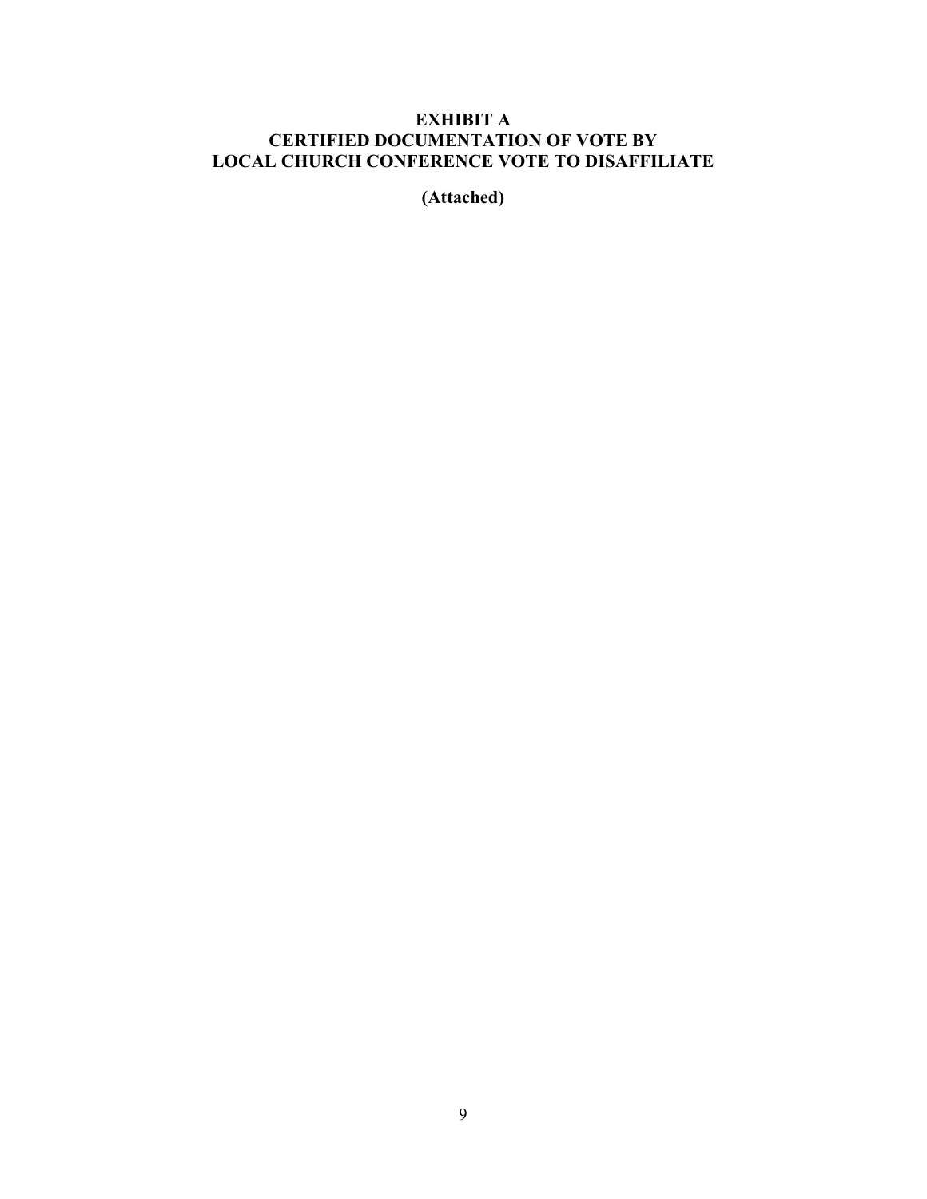# EXHIBIT A
# CERTIFIED DOCUMENTATION OF VOTE BY LOCAL CHURCH CONFERENCE VOTE TO DISAFFILIATE

**(Attached)**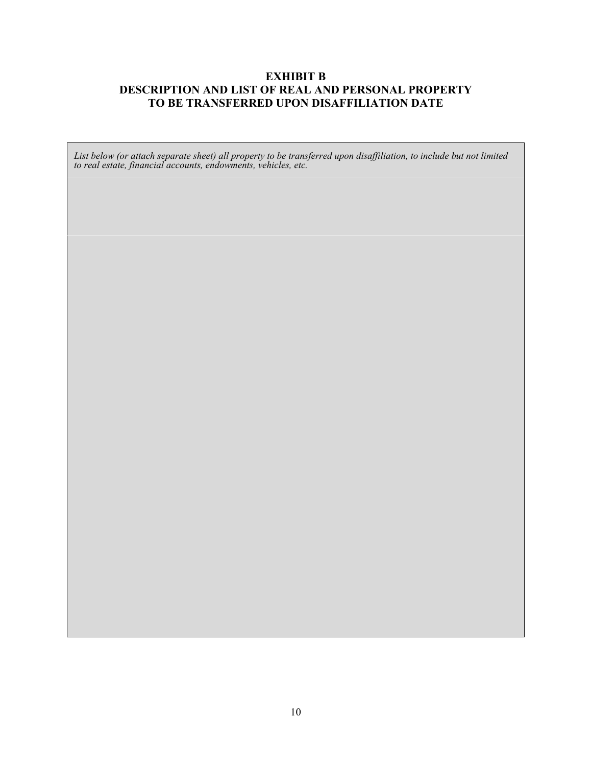# EXHIBIT B
# DESCRIPTION AND LIST OF REAL AND PERSONAL PROPERTY TO BE TRANSFERRED UPON DISAFFILIATION DATE

| *List below (or attach separate sheet) all property to be transferred upon disaffiliation, to include but not limited to real estate, financial accounts, endowments, vehicles, etc.* |
| --- |
| |
| |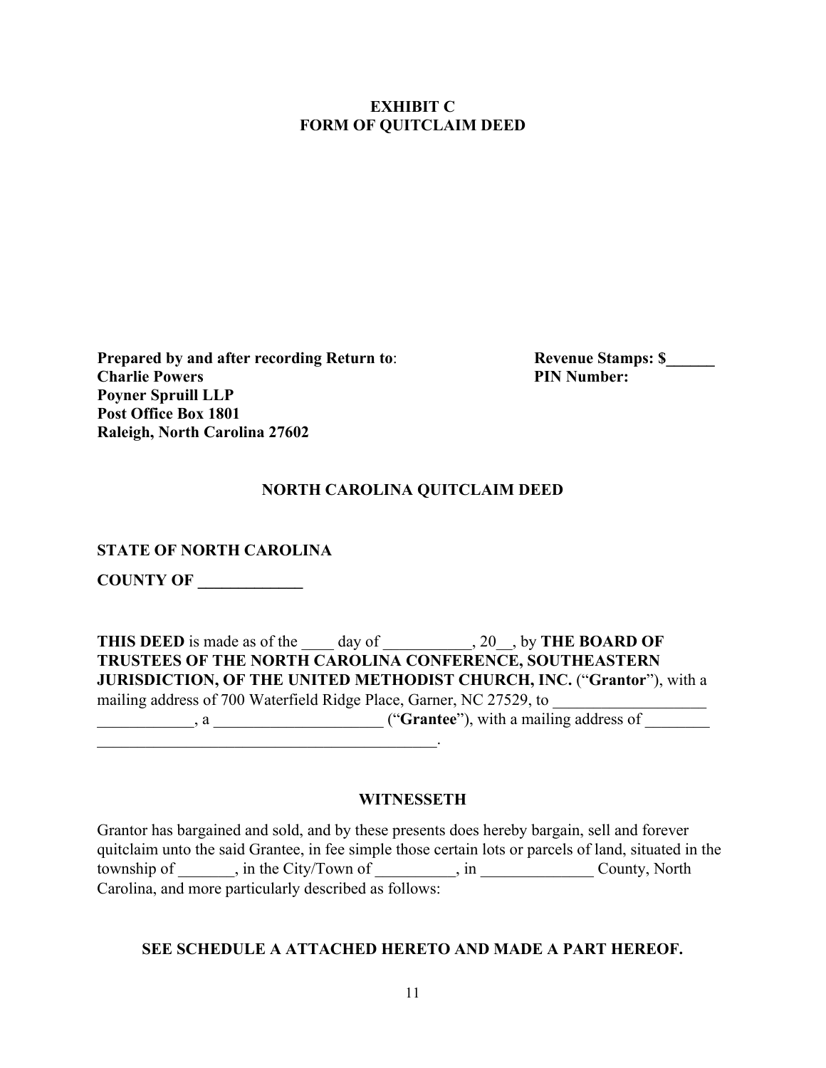**EXHIBIT C**
**FORM OF QUITCLAIM DEED**

**Prepared by and after recording Return to**:
**Charlie Powers**
**Poyner Spruill LLP**
**Post Office Box 1801**
**Raleigh, North Carolina 27602**

**Revenue Stamps: $______**
**PIN Number:**

**NORTH CAROLINA QUITCLAIM DEED**

**STATE OF NORTH CAROLINA**

**COUNTY OF _____________**

**THIS DEED** is made as of the ____ day of ___________, 20__, by **THE BOARD OF TRUSTEES OF THE NORTH CAROLINA CONFERENCE, SOUTHEASTERN JURISDICTION, OF THE UNITED METHODIST CHURCH, INC.** ("**Grantor**"), with a mailing address of 700 Waterfield Ridge Place, Garner, NC 27529, to ___________________ ____________, a _____________________ ("**Grantee**"), with a mailing address of ________ ___________________________________________.

**WITNESSETH**

Grantor has bargained and sold, and by these presents does hereby bargain, sell and forever quitclaim unto the said Grantee, in fee simple those certain lots or parcels of land, situated in the township of _______, in the City/Town of __________, in ______________ County, North Carolina, and more particularly described as follows:

**SEE SCHEDULE A ATTACHED HERETO AND MADE A PART HEREOF.**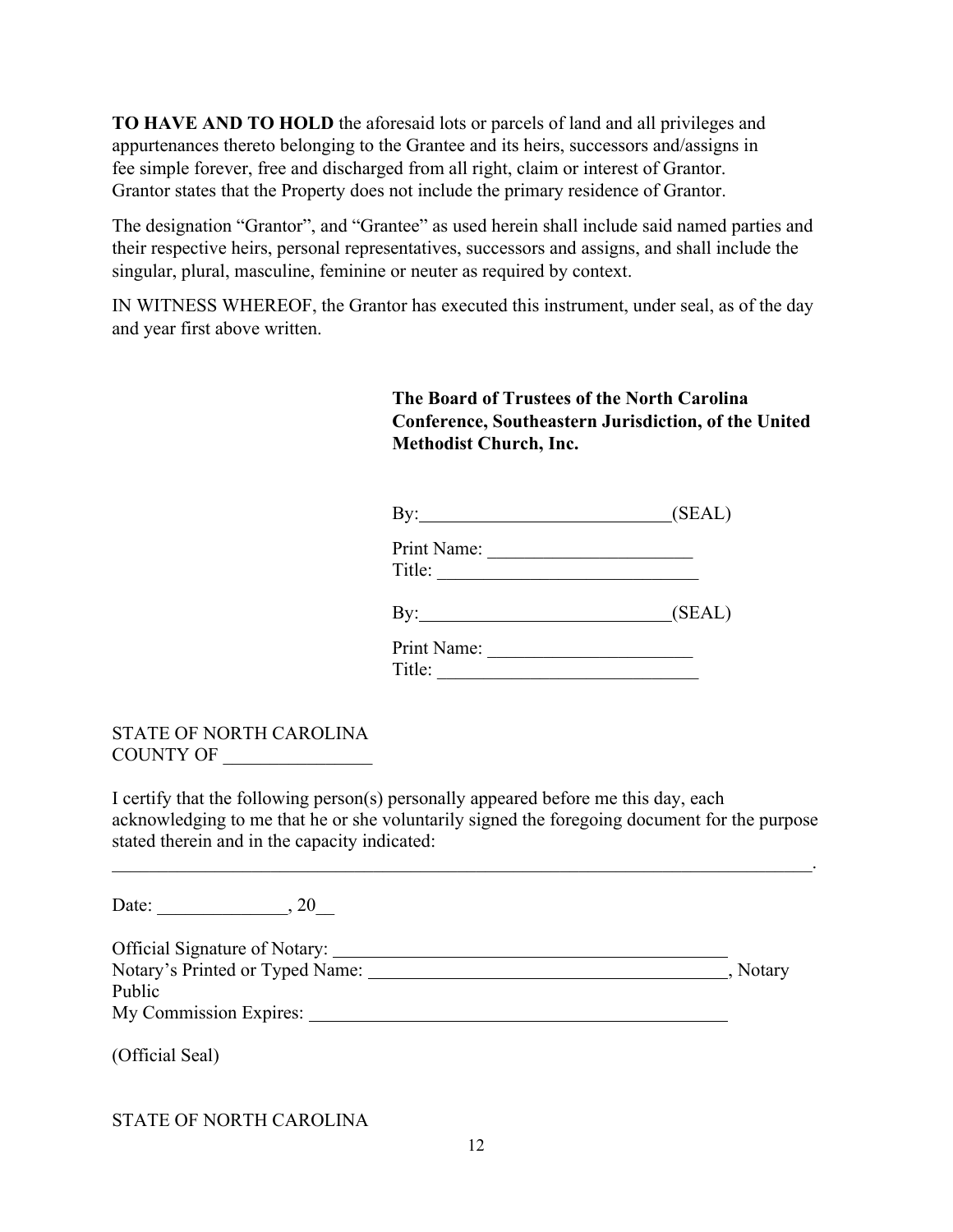**TO HAVE AND TO HOLD** the aforesaid lots or parcels of land and all privileges and appurtenances thereto belonging to the Grantee and its heirs, successors and/assigns in fee simple forever, free and discharged from all right, claim or interest of Grantor. Grantor states that the Property does not include the primary residence of Grantor.

The designation "Grantor", and "Grantee" as used herein shall include said named parties and their respective heirs, personal representatives, successors and assigns, and shall include the singular, plural, masculine, feminine or neuter as required by context.

IN WITNESS WHEREOF, the Grantor has executed this instrument, under seal, as of the day and year first above written.

**The Board of Trustees of the North Carolina Conference, Southeastern Jurisdiction, of the United Methodist Church, Inc.**

By:___________________________(SEAL)

Print Name: ______________________
Title: ____________________________

By:___________________________(SEAL)

Print Name: ______________________
Title: ____________________________

STATE OF NORTH CAROLINA
COUNTY OF ________________

I certify that the following person(s) personally appeared before me this day, each acknowledging to me that he or she voluntarily signed the foregoing document for the purpose stated therein and in the capacity indicated:
_______________________________________________________________________________.

Date: ______________, 20__

Official Signature of Notary: ____________________________________________
Notary's Printed or Typed Name: ________________________________________, Notary Public
My Commission Expires: _______________________________________________

(Official Seal)

STATE OF NORTH CAROLINA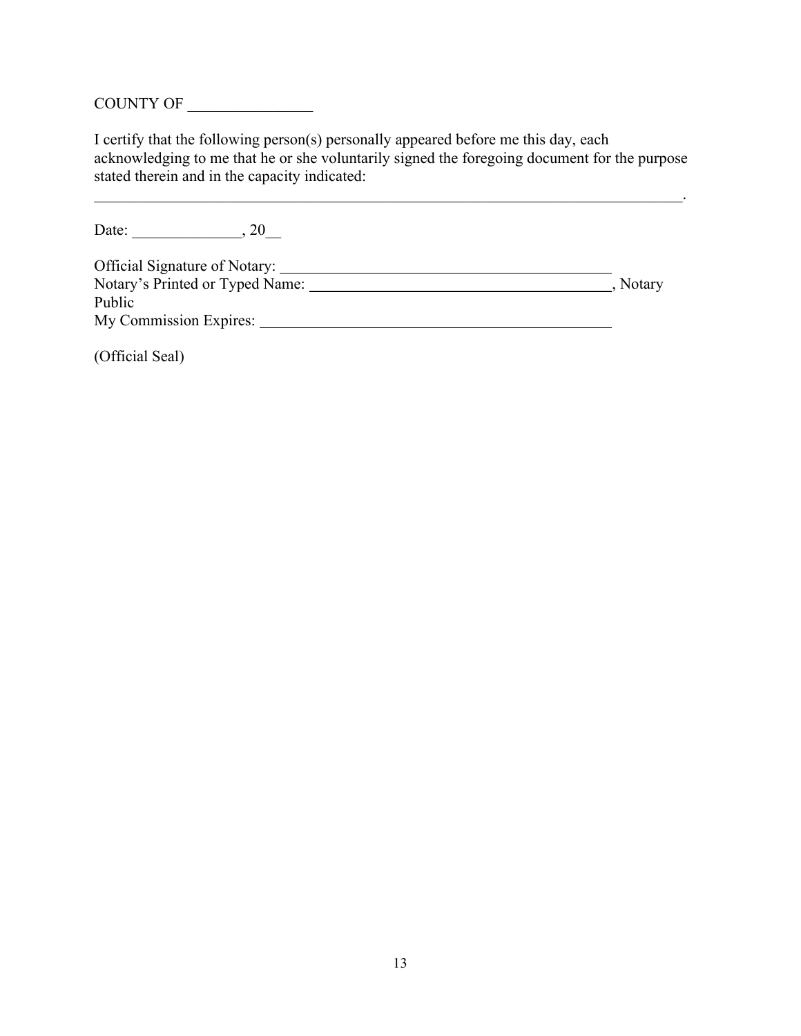COUNTY OF ________________

I certify that the following person(s) personally appeared before me this day, each acknowledging to me that he or she voluntarily signed the foregoing document for the purpose stated therein and in the capacity indicated:
_______________________________________________________________________________.

Date: ______________, 20__

Official Signature of Notary: ____________________________________________
Notary's Printed or Typed Name: ________________________________________, Notary Public
My Commission Expires: _______________________________________________

(Official Seal)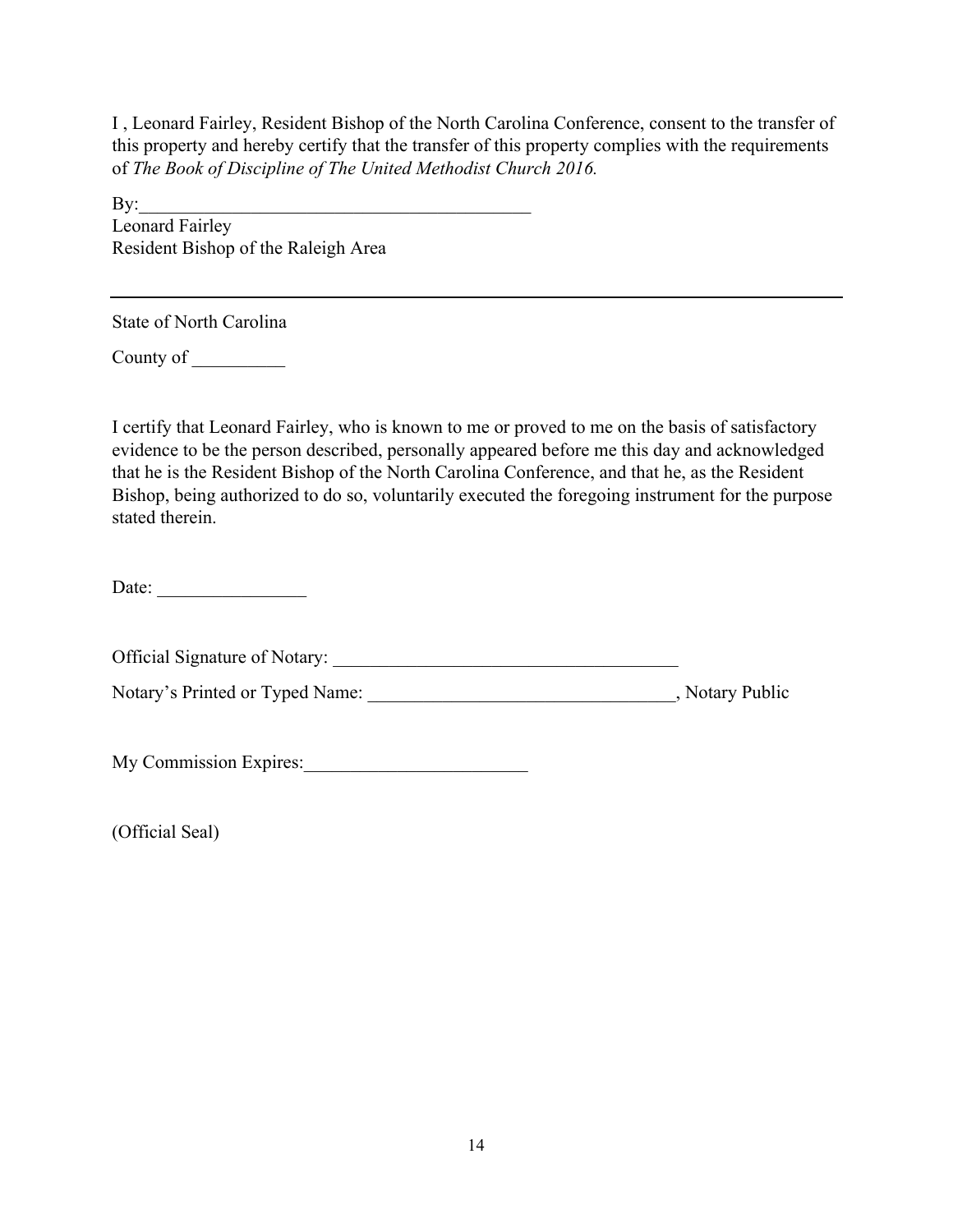I , Leonard Fairley, Resident Bishop of the North Carolina Conference, consent to the transfer of this property and hereby certify that the transfer of this property complies with the requirements of *The Book of Discipline of The United Methodist Church 2016.*

By:___________________________________________
Leonard Fairley
Resident Bishop of the Raleigh Area

---

State of North Carolina

County of __________

I certify that Leonard Fairley, who is known to me or proved to me on the basis of satisfactory evidence to be the person described, personally appeared before me this day and acknowledged that he is the Resident Bishop of the North Carolina Conference, and that he, as the Resident Bishop, being authorized to do so, voluntarily executed the foregoing instrument for the purpose stated therein.

Date: ________________

Official Signature of Notary: ______________________________________

Notary's Printed or Typed Name: _________________________________, Notary Public

My Commission Expires:________________________

(Official Seal)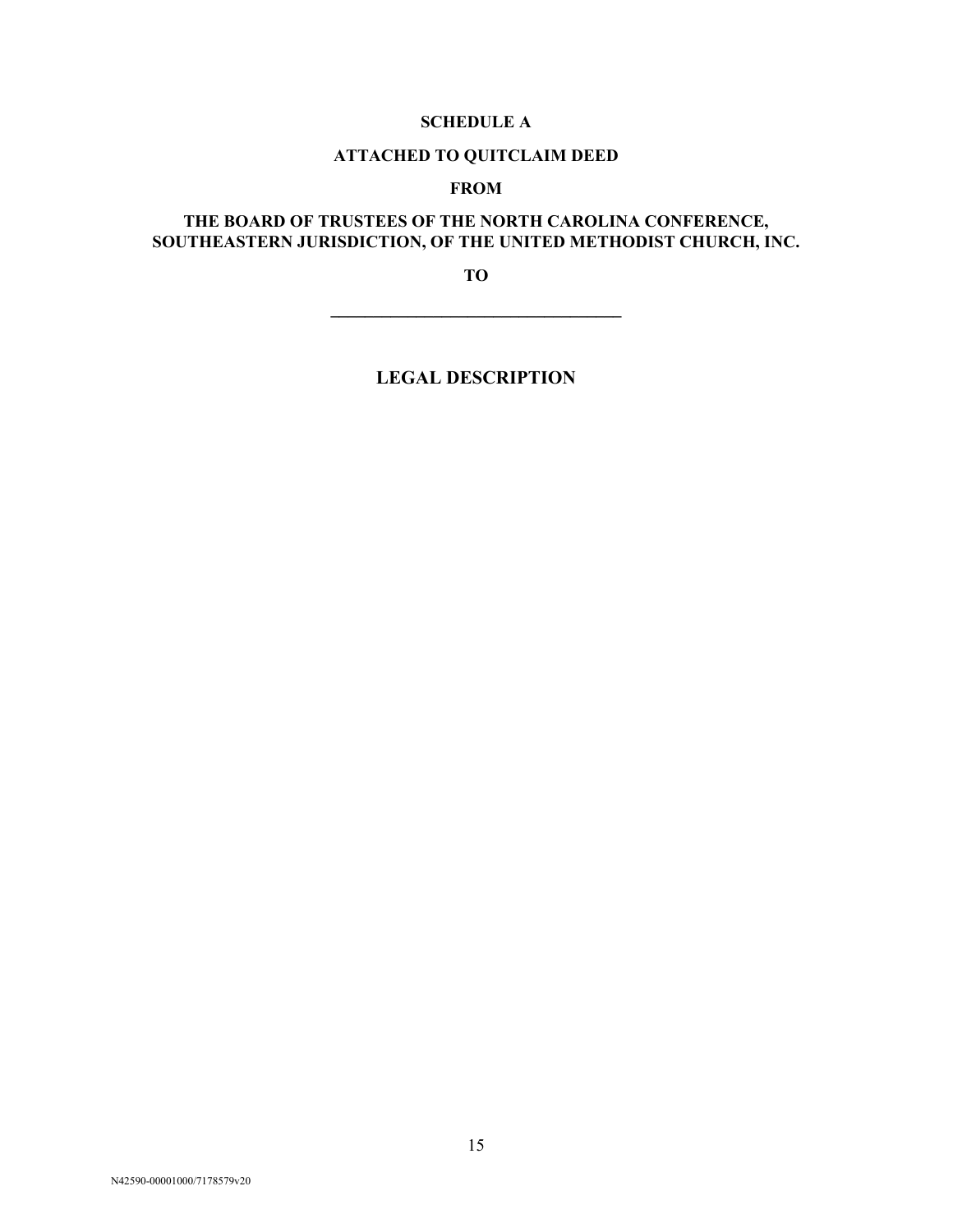**SCHEDULE A**

**ATTACHED TO QUITCLAIM DEED**

**FROM**

**THE BOARD OF TRUSTEES OF THE NORTH CAROLINA CONFERENCE, SOUTHEASTERN JURISDICTION, OF THE UNITED METHODIST CHURCH, INC.**

**TO**

**___________________________________**

## LEGAL DESCRIPTION